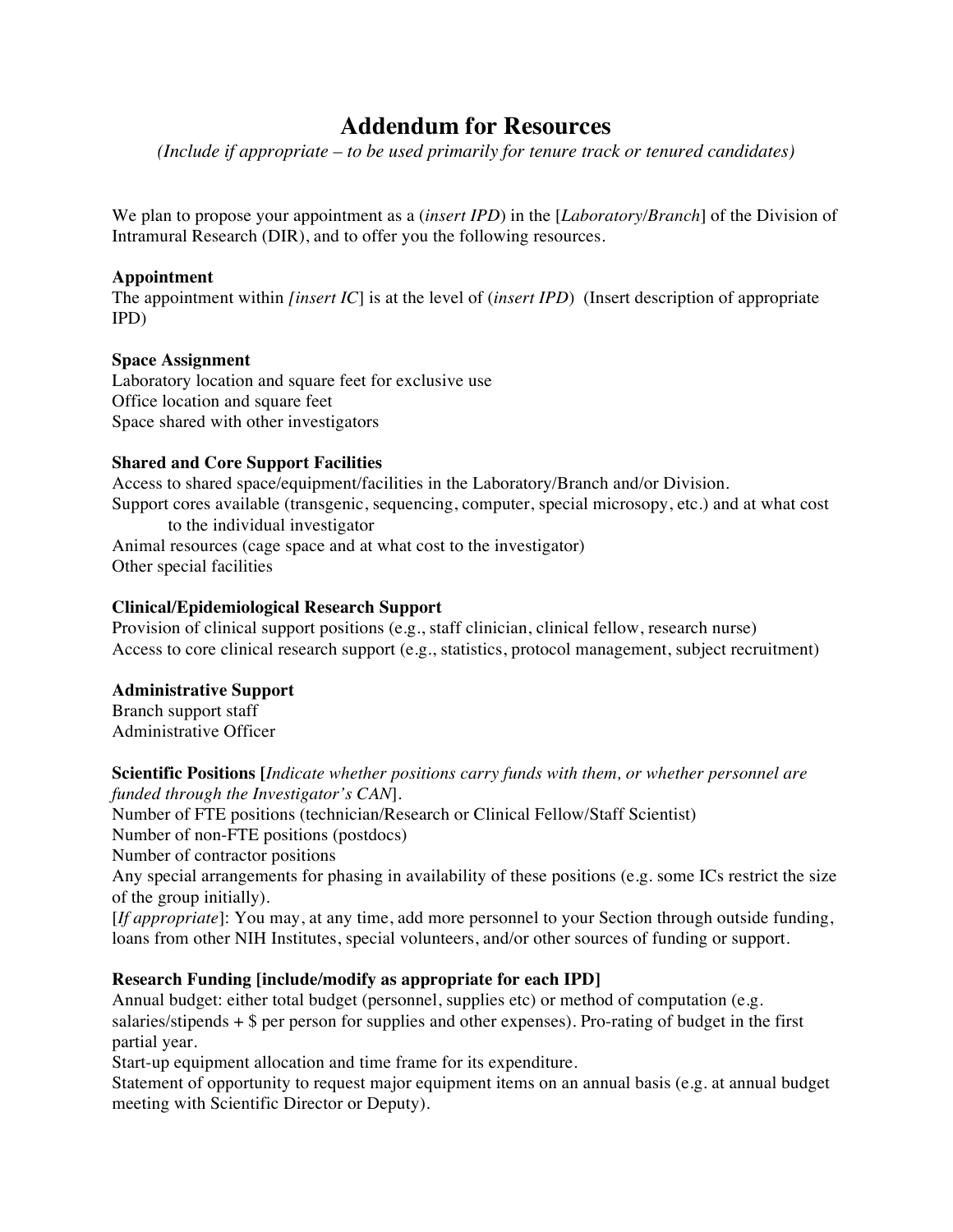# Addendum for Resources

*(Include if appropriate – to be used primarily for tenure track or tenured candidates)*

We plan to propose your appointment as a (*insert IPD*) in the [*Laboratory/Branch*] of the Division of Intramural Research (DIR), and to offer you the following resources.

**Appointment**
The appointment within *[insert IC*] is at the level of (*insert IPD*) (Insert description of appropriate IPD)

**Space Assignment**
Laboratory location and square feet for exclusive use
Office location and square feet
Space shared with other investigators

**Shared and Core Support Facilities**
Access to shared space/equipment/facilities in the Laboratory/Branch and/or Division.
Support cores available (transgenic, sequencing, computer, special microsopy, etc.) and at what cost to the individual investigator
Animal resources (cage space and at what cost to the investigator)
Other special facilities

**Clinical/Epidemiological Research Support**
Provision of clinical support positions (e.g., staff clinician, clinical fellow, research nurse)
Access to core clinical research support (e.g., statistics, protocol management, subject recruitment)

**Administrative Support**
Branch support staff
Administrative Officer

**Scientific Positions [***Indicate whether positions carry funds with them, or whether personnel are funded through the Investigator's CAN*].
Number of FTE positions (technician/Research or Clinical Fellow/Staff Scientist)
Number of non-FTE positions (postdocs)
Number of contractor positions
Any special arrangements for phasing in availability of these positions (e.g. some ICs restrict the size of the group initially).
[*If appropriate*]: You may, at any time, add more personnel to your Section through outside funding, loans from other NIH Institutes, special volunteers, and/or other sources of funding or support.

**Research Funding [include/modify as appropriate for each IPD]**
Annual budget: either total budget (personnel, supplies etc) or method of computation (e.g. salaries/stipends + $ per person for supplies and other expenses). Pro-rating of budget in the first partial year.
Start-up equipment allocation and time frame for its expenditure.
Statement of opportunity to request major equipment items on an annual basis (e.g. at annual budget meeting with Scientific Director or Deputy).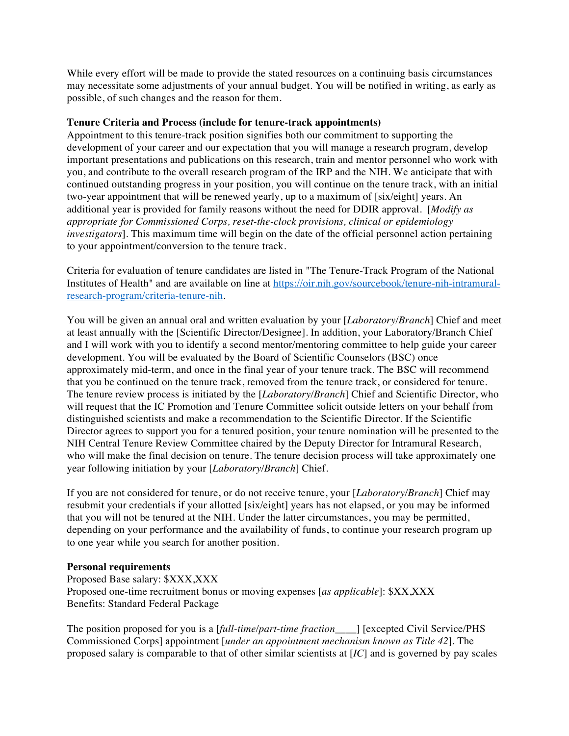While every effort will be made to provide the stated resources on a continuing basis circumstances may necessitate some adjustments of your annual budget. You will be notified in writing, as early as possible, of such changes and the reason for them.

**Tenure Criteria and Process (include for tenure-track appointments)**
Appointment to this tenure-track position signifies both our commitment to supporting the development of your career and our expectation that you will manage a research program, develop important presentations and publications on this research, train and mentor personnel who work with you, and contribute to the overall research program of the IRP and the NIH. We anticipate that with continued outstanding progress in your position, you will continue on the tenure track, with an initial two-year appointment that will be renewed yearly, up to a maximum of [six/eight] years. An additional year is provided for family reasons without the need for DDIR approval. [*Modify as appropriate for Commissioned Corps, reset-the-clock provisions, clinical or epidemiology investigators*]. This maximum time will begin on the date of the official personnel action pertaining to your appointment/conversion to the tenure track.

Criteria for evaluation of tenure candidates are listed in "The Tenure-Track Program of the National Institutes of Health" and are available on line at [https://oir.nih.gov/sourcebook/tenure-nih-intramural-research-program/criteria-tenure-nih](https://oir.nih.gov/sourcebook/tenure-nih-intramural-research-program/criteria-tenure-nih).

You will be given an annual oral and written evaluation by your [*Laboratory/Branch*] Chief and meet at least annually with the [Scientific Director/Designee]. In addition, your Laboratory/Branch Chief and I will work with you to identify a second mentor/mentoring committee to help guide your career development. You will be evaluated by the Board of Scientific Counselors (BSC) once approximately mid-term, and once in the final year of your tenure track. The BSC will recommend that you be continued on the tenure track, removed from the tenure track, or considered for tenure. The tenure review process is initiated by the [*Laboratory/Branch*] Chief and Scientific Director, who will request that the IC Promotion and Tenure Committee solicit outside letters on your behalf from distinguished scientists and make a recommendation to the Scientific Director. If the Scientific Director agrees to support you for a tenured position, your tenure nomination will be presented to the NIH Central Tenure Review Committee chaired by the Deputy Director for Intramural Research, who will make the final decision on tenure. The tenure decision process will take approximately one year following initiation by your [*Laboratory/Branch*] Chief.

If you are not considered for tenure, or do not receive tenure, your [*Laboratory/Branch*] Chief may resubmit your credentials if your allotted [six/eight] years has not elapsed, or you may be informed that you will not be tenured at the NIH. Under the latter circumstances, you may be permitted, depending on your performance and the availability of funds, to continue your research program up to one year while you search for another position.

**Personal requirements**
Proposed Base salary: $XXX,XXX
Proposed one-time recruitment bonus or moving expenses [*as applicable*]: $XX,XXX
Benefits: Standard Federal Package

The position proposed for you is a [*full-time/part-time fraction____*] [excepted Civil Service/PHS Commissioned Corps] appointment [*under an appointment mechanism known as Title 42*]. The proposed salary is comparable to that of other similar scientists at [*IC*] and is governed by pay scales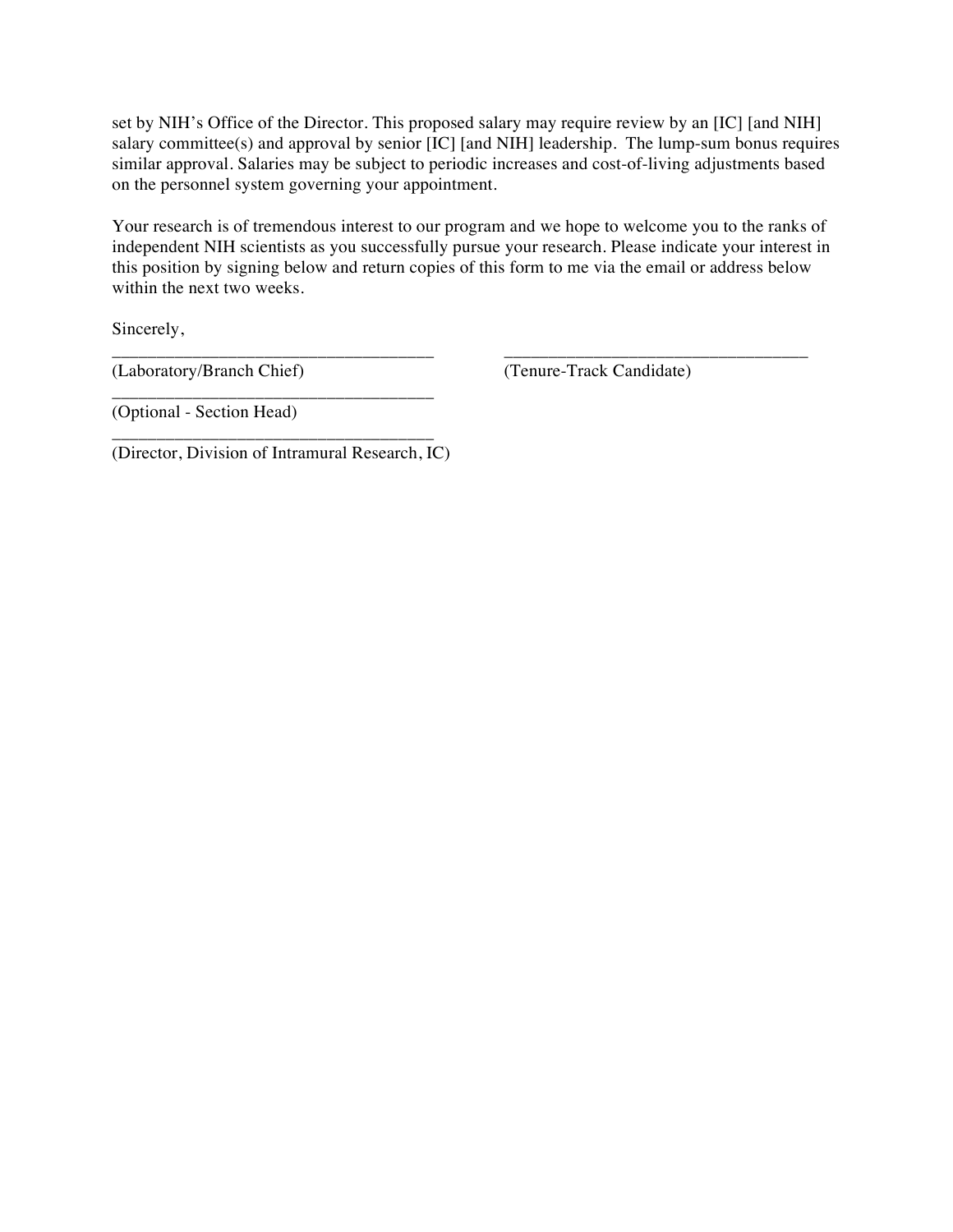set by NIH's Office of the Director. This proposed salary may require review by an [IC] [and NIH] salary committee(s) and approval by senior [IC] [and NIH] leadership. The lump-sum bonus requires similar approval. Salaries may be subject to periodic increases and cost-of-living adjustments based on the personnel system governing your appointment.

Your research is of tremendous interest to our program and we hope to welcome you to the ranks of independent NIH scientists as you successfully pursue your research. Please indicate your interest in this position by signing below and return copies of this form to me via the email or address below within the next two weeks.

Sincerely,

\_\_\_\_\_\_\_\_\_\_\_\_\_\_\_\_\_\_\_\_\_\_\_\_\_\_\_\_\_\_\_\_\_\_\_\_
(Laboratory/Branch Chief)

\_\_\_\_\_\_\_\_\_\_\_\_\_\_\_\_\_\_\_\_\_\_\_\_\_\_\_\_\_\_\_\_\_\_\_\_
(Tenure-Track Candidate)

\_\_\_\_\_\_\_\_\_\_\_\_\_\_\_\_\_\_\_\_\_\_\_\_\_\_\_\_\_\_\_\_\_\_\_\_
(Optional - Section Head)

\_\_\_\_\_\_\_\_\_\_\_\_\_\_\_\_\_\_\_\_\_\_\_\_\_\_\_\_\_\_\_\_\_\_\_\_
(Director, Division of Intramural Research, IC)